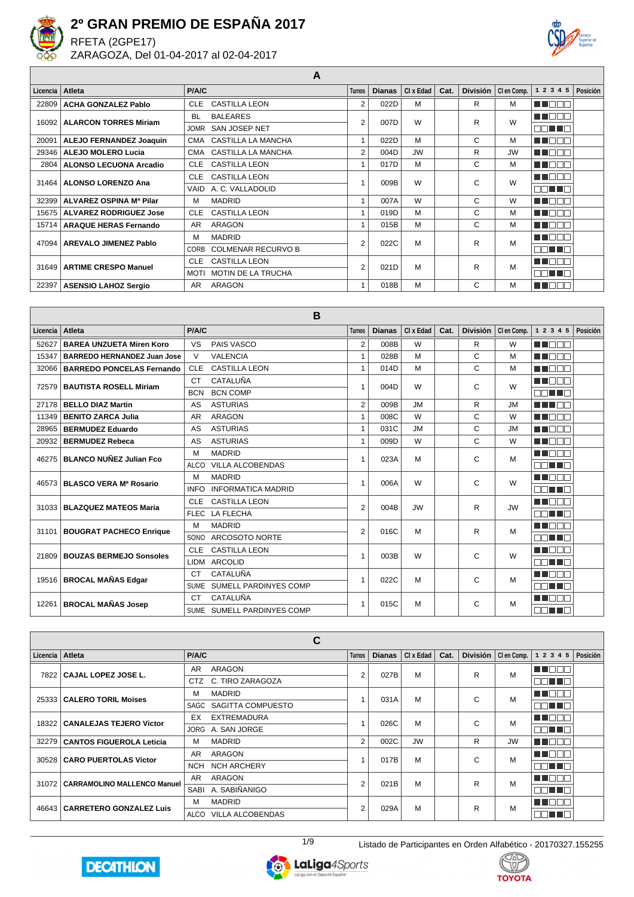# 2º GRAN PREMIO DE ESPAÑA 2017

RFETA (2GPE17)

ZARAGOZA, Del 01-04-2017 al 02-04-2017

## A

| Licencia | Atleta | P/A/C | | Turnos | Dianas | Cl x Edad | Cat. | División | Cl en Comp. | 1 2 3 4 5 | Posición |
|---|---|---|---|---|---|---|---|---|---|---|---|
| 22809 | **ACHA GONZALEZ Pablo** | CLE | CASTILLA LEON | 2 | 022D | M | | R | M | | |
| 16092 | **ALARCON TORRES Miriam** | BL | BALEARES | 2 | 007D | W | | R | W | | |
| | | JOMR | SAN JOSEP NET | | | | | | | | |
| 20091 | **ALEJO FERNANDEZ Joaquin** | CMA | CASTILLA LA MANCHA | 1 | 022D | M | | C | M | | |
| 29346 | **ALEJO MOLERO Lucia** | CMA | CASTILLA LA MANCHA | 2 | 004D | JW | | R | JW | | |
| 2804 | **ALONSO LECUONA Arcadio** | CLE | CASTILLA LEON | 1 | 017D | M | | C | M | | |
| 31464 | **ALONSO LORENZO Ana** | CLE | CASTILLA LEON | 1 | 009B | W | | C | W | | |
| | | VAID | A. C. VALLADOLID | | | | | | | | |
| 32399 | **ALVAREZ OSPINA Mª Pilar** | M | MADRID | 1 | 007A | W | | C | W | | |
| 15675 | **ALVAREZ RODRIGUEZ Jose** | CLE | CASTILLA LEON | 1 | 019D | M | | C | M | | |
| 15714 | **ARAQUE HERAS Fernando** | AR | ARAGON | 1 | 015B | M | | C | M | | |
| 47094 | **AREVALO JIMENEZ Pablo** | M | MADRID | 2 | 022C | M | | R | M | | |
| | | CORB | COLMENAR RECURVO B | | | | | | | | |
| 31649 | **ARTIME CRESPO Manuel** | CLE | CASTILLA LEON | 2 | 021D | M | | R | M | | |
| | | MOTI | MOTIN DE LA TRUCHA | | | | | | | | |
| 22397 | **ASENSIO LAHOZ Sergio** | AR | ARAGON | 1 | 018B | M | | C | M | | |

## B

| Licencia | Atleta | P/A/C | | Turnos | Dianas | Cl x Edad | Cat. | División | Cl en Comp. | 1 2 3 4 5 | Posición |
|---|---|---|---|---|---|---|---|---|---|---|---|
| 52627 | **BAREA UNZUETA Miren Koro** | VS | PAIS VASCO | 2 | 008B | W | | R | W | | |
| 15347 | **BARREDO HERNANDEZ Juan Jose** | V | VALENCIA | 1 | 028B | M | | C | M | | |
| 32066 | **BARREDO PONCELAS Fernando** | CLE | CASTILLA LEON | 1 | 014D | M | | C | M | | |
| 72579 | **BAUTISTA ROSELL Miriam** | CT | CATALUÑA | 1 | 004D | W | | C | W | | |
| | | BCN | BCN COMP | | | | | | | | |
| 27178 | **BELLO DIAZ Martin** | AS | ASTURIAS | 2 | 009B | JM | | R | JM | | |
| 11349 | **BENITO ZARCA Julia** | AR | ARAGON | 1 | 008C | W | | C | W | | |
| 28965 | **BERMUDEZ Eduardo** | AS | ASTURIAS | 1 | 031C | JM | | C | JM | | |
| 20932 | **BERMUDEZ Rebeca** | AS | ASTURIAS | 1 | 009D | W | | C | W | | |
| 46275 | **BLANCO NUÑEZ Julian Fco** | M | MADRID | 1 | 023A | M | | C | M | | |
| | | ALCO | VILLA ALCOBENDAS | | | | | | | | |
| 46573 | **BLASCO VERA Mª Rosario** | M | MADRID | 1 | 006A | W | | C | W | | |
| | | INFO | INFORMATICA MADRID | | | | | | | | |
| 31033 | **BLAZQUEZ MATEOS Maria** | CLE | CASTILLA LEON | 2 | 004B | JW | | R | JW | | |
| | | FLEC | LA FLECHA | | | | | | | | |
| 31101 | **BOUGRAT PACHECO Enrique** | M | MADRID | 2 | 016C | M | | R | M | | |
| | | SONO | ARCOSOTO NORTE | | | | | | | | |
| 21809 | **BOUZAS BERMEJO Sonsoles** | CLE | CASTILLA LEON | 1 | 003B | W | | C | W | | |
| | | LIDM | ARCOLID | | | | | | | | |
| 19516 | **BROCAL MAÑAS Edgar** | CT | CATALUÑA | 1 | 022C | M | | C | M | | |
| | | SUME | SUMELL PARDINYES COMP | | | | | | | | |
| 12261 | **BROCAL MAÑAS Josep** | CT | CATALUÑA | 1 | 015C | M | | C | M | | |
| | | SUME | SUMELL PARDINYES COMP | | | | | | | | |

## C

| Licencia | Atleta | P/A/C | | Turnos | Dianas | Cl x Edad | Cat. | División | Cl en Comp. | 1 2 3 4 5 | Posición |
|---|---|---|---|---|---|---|---|---|---|---|---|
| 7822 | **CAJAL LOPEZ JOSE L.** | AR | ARAGON | 2 | 027B | M | | R | M | | |
| | | CTZ | C. TIRO ZARAGOZA | | | | | | | | |
| 25333 | **CALERO TORIL Moises** | M | MADRID | 1 | 031A | M | | C | M | | |
| | | SAGC | SAGITTA COMPUESTO | | | | | | | | |
| 18322 | **CANALEJAS TEJERO Victor** | EX | EXTREMADURA | 1 | 026C | M | | C | M | | |
| | | JORG | A. SAN JORGE | | | | | | | | |
| 32279 | **CANTOS FIGUEROLA Leticia** | M | MADRID | 2 | 002C | JW | | R | JW | | |
| 30528 | **CARO PUERTOLAS Victor** | AR | ARAGON | 1 | 017B | M | | C | M | | |
| | | NCH | NCH ARCHERY | | | | | | | | |
| 31072 | **CARRAMOLINO MALLENCO Manuel** | AR | ARAGON | 2 | 021B | M | | R | M | | |
| | | SABI | A. SABIÑANIGO | | | | | | | | |
| 46643 | **CARRETERO GONZALEZ Luis** | M | MADRID | 2 | 029A | M | | R | M | | |
| | | ALCO | VILLA ALCOBENDAS | | | | | | | | |

Listado de Participantes en Orden Alfabético - 20170327.155255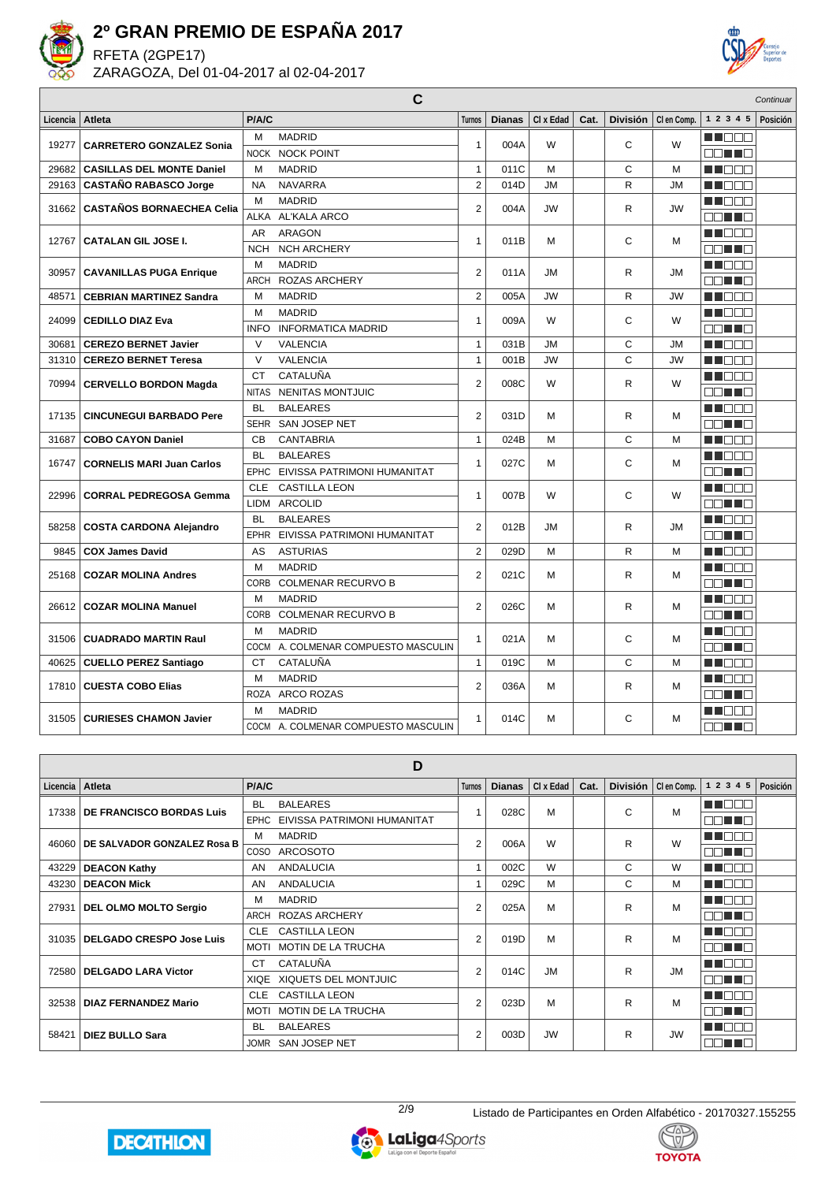# 2º GRAN PREMIO DE ESPAÑA 2017

RFETA (2GPE17)

ZARAGOZA, Del 01-04-2017 al 02-04-2017

## C

*Continuar*

| Licencia | Atleta | P/A/C | Turnos | Dianas | Cl x Edad | Cat. | División | Cl en Comp. | 1 2 3 4 5 | Posición |
|---|---|---|---|---|---|---|---|---|---|---|
| 19277 | CARRETERO GONZALEZ Sonia | M MADRID / NOCK NOCK POINT | 1 | 004A | W | | C | W | | |
| 29682 | CASILLAS DEL MONTE Daniel | M MADRID | 1 | 011C | M | | C | M | | |
| 29163 | CASTAÑO RABASCO Jorge | NA NAVARRA | 2 | 014D | JM | | R | JM | | |
| 31662 | CASTAÑOS BORNAECHEA Celia | M MADRID / ALKA AL'KALA ARCO | 2 | 004A | JW | | R | JW | | |
| 12767 | CATALAN GIL JOSE I. | AR ARAGON / NCH NCH ARCHERY | 1 | 011B | M | | C | M | | |
| 30957 | CAVANILLAS PUGA Enrique | M MADRID / ARCH ROZAS ARCHERY | 2 | 011A | JM | | R | JM | | |
| 48571 | CEBRIAN MARTINEZ Sandra | M MADRID | 2 | 005A | JW | | R | JW | | |
| 24099 | CEDILLO DIAZ Eva | M MADRID / INFO INFORMATICA MADRID | 1 | 009A | W | | C | W | | |
| 30681 | CEREZO BERNET Javier | V VALENCIA | 1 | 031B | JM | | C | JM | | |
| 31310 | CEREZO BERNET Teresa | V VALENCIA | 1 | 001B | JW | | C | JW | | |
| 70994 | CERVELLO BORDON Magda | CT CATALUÑA / NITAS NENITAS MONTJUIC | 2 | 008C | W | | R | W | | |
| 17135 | CINCUNEGUI BARBADO Pere | BL BALEARES / SEHR SAN JOSEP NET | 2 | 031D | M | | R | M | | |
| 31687 | COBO CAYON Daniel | CB CANTABRIA | 1 | 024B | M | | C | M | | |
| 16747 | CORNELIS MARI Juan Carlos | BL BALEARES / EPHC EIVISSA PATRIMONI HUMANITAT | 1 | 027C | M | | C | M | | |
| 22996 | CORRAL PEDREGOSA Gemma | CLE CASTILLA LEON / LIDM ARCOLID | 1 | 007B | W | | C | W | | |
| 58258 | COSTA CARDONA Alejandro | BL BALEARES / EPHR EIVISSA PATRIMONI HUMANITAT | 2 | 012B | JM | | R | JM | | |
| 9845 | COX James David | AS ASTURIAS | 2 | 029D | M | | R | M | | |
| 25168 | COZAR MOLINA Andres | M MADRID / CORB COLMENAR RECURVO B | 2 | 021C | M | | R | M | | |
| 26612 | COZAR MOLINA Manuel | M MADRID / CORB COLMENAR RECURVO B | 2 | 026C | M | | R | M | | |
| 31506 | CUADRADO MARTIN Raul | M MADRID / COCM A. COLMENAR COMPUESTO MASCULIN | 1 | 021A | M | | C | M | | |
| 40625 | CUELLO PEREZ Santiago | CT CATALUÑA | 1 | 019C | M | | C | M | | |
| 17810 | CUESTA COBO Elias | M MADRID / ROZA ARCO ROZAS | 2 | 036A | M | | R | M | | |
| 31505 | CURIESES CHAMON Javier | M MADRID / COCM A. COLMENAR COMPUESTO MASCULIN | 1 | 014C | M | | C | M | | |

## D

| Licencia | Atleta | P/A/C | Turnos | Dianas | Cl x Edad | Cat. | División | Cl en Comp. | 1 2 3 4 5 | Posición |
|---|---|---|---|---|---|---|---|---|---|---|
| 17338 | DE FRANCISCO BORDAS Luis | BL BALEARES / EPHC EIVISSA PATRIMONI HUMANITAT | 1 | 028C | M | | C | M | | |
| 46060 | DE SALVADOR GONZALEZ Rosa B | M MADRID / COSO ARCOSOTO | 2 | 006A | W | | R | W | | |
| 43229 | DEACON Kathy | AN ANDALUCIA | 1 | 002C | W | | C | W | | |
| 43230 | DEACON Mick | AN ANDALUCIA | 1 | 029C | M | | C | M | | |
| 27931 | DEL OLMO MOLTO Sergio | M MADRID / ARCH ROZAS ARCHERY | 2 | 025A | M | | R | M | | |
| 31035 | DELGADO CRESPO Jose Luis | CLE CASTILLA LEON / MOTI MOTIN DE LA TRUCHA | 2 | 019D | M | | R | M | | |
| 72580 | DELGADO LARA Victor | CT CATALUÑA / XIQE XIQUETS DEL MONTJUIC | 2 | 014C | JM | | R | JM | | |
| 32538 | DIAZ FERNANDEZ Mario | CLE CASTILLA LEON / MOTI MOTIN DE LA TRUCHA | 2 | 023D | M | | R | M | | |
| 58421 | DIEZ BULLO Sara | BL BALEARES / JOMR SAN JOSEP NET | 2 | 003D | JW | | R | JW | | |

Listado de Participantes en Orden Alfabético - 20170327.155255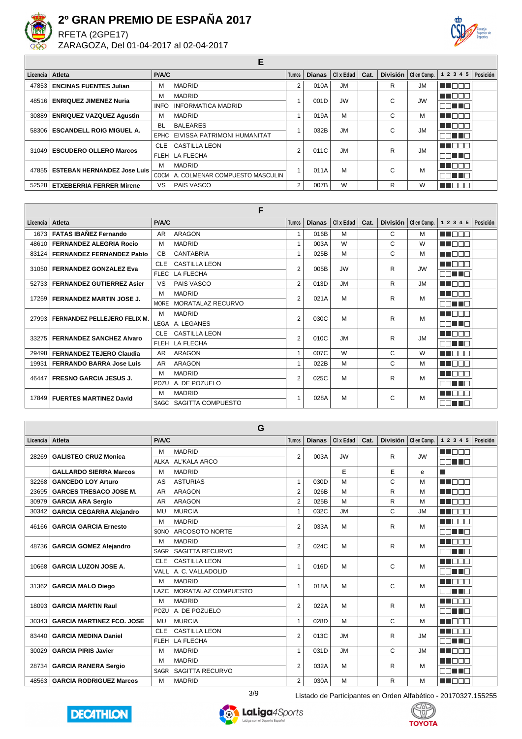# 2º GRAN PREMIO DE ESPAÑA 2017

RFETA (2GPE17)

ZARAGOZA, Del 01-04-2017 al 02-04-2017

## E

| Licencia | Atleta | P/A/C | | Turnos | Dianas | Cl x Edad | Cat. | División | Cl en Comp. | 1 2 3 4 5 | Posición |
|---|---|---|---|---|---|---|---|---|---|---|---|
| 47853 | ENCINAS FUENTES Julian | M | MADRID | 2 | 010A | JM | | R | JM | | |
| 48516 | ENRIQUEZ JIMENEZ Nuria | M | MADRID | 1 | 001D | JW | | C | JW | | |
| | | INFO | INFORMATICA MADRID | | | | | | | | |
| 30889 | ENRIQUEZ VAZQUEZ Agustin | M | MADRID | 1 | 019A | M | | C | M | | |
| 58306 | ESCANDELL ROIG MIGUEL A. | BL | BALEARES | 1 | 032B | JM | | C | JM | | |
| | | EPHC | EIVISSA PATRIMONI HUMANITAT | | | | | | | | |
| 31049 | ESCUDERO OLLERO Marcos | CLE | CASTILLA LEON | 2 | 011C | JM | | R | JM | | |
| | | FLEH | LA FLECHA | | | | | | | | |
| 47855 | ESTEBAN HERNANDEZ Jose Luis | M | MADRID | 1 | 011A | M | | C | M | | |
| | | COCM | A. COLMENAR COMPUESTO MASCULIN | | | | | | | | |
| 52528 | ETXEBERRIA FERRER Mirene | VS | PAIS VASCO | 2 | 007B | W | | R | W | | |

## F

| Licencia | Atleta | P/A/C | | Turnos | Dianas | Cl x Edad | Cat. | División | Cl en Comp. | 1 2 3 4 5 | Posición |
|---|---|---|---|---|---|---|---|---|---|---|---|
| 1673 | FATAS IBAÑEZ Fernando | AR | ARAGON | 1 | 016B | M | | C | M | | |
| 48610 | FERNANDEZ ALEGRIA Rocio | M | MADRID | 1 | 003A | W | | C | W | | |
| 83124 | FERNANDEZ FERNANDEZ Pablo | CB | CANTABRIA | 1 | 025B | M | | C | M | | |
| 31050 | FERNANDEZ GONZALEZ Eva | CLE | CASTILLA LEON | 2 | 005B | JW | | R | JW | | |
| | | FLEC | LA FLECHA | | | | | | | | |
| 52733 | FERNANDEZ GUTIERREZ Asier | VS | PAIS VASCO | 2 | 013D | JM | | R | JM | | |
| 17259 | FERNANDEZ MARTIN JOSE J. | M | MADRID | 2 | 021A | M | | R | M | | |
| | | MORE | MORATALAZ RECURVO | | | | | | | | |
| 27993 | FERNANDEZ PELLEJERO FELIX M. | M | MADRID | 2 | 030C | M | | R | M | | |
| | | LEGA | A. LEGANES | | | | | | | | |
| 33275 | FERNANDEZ SANCHEZ Alvaro | CLE | CASTILLA LEON | 2 | 010C | JM | | R | JM | | |
| | | FLEH | LA FLECHA | | | | | | | | |
| 29498 | FERNANDEZ TEJERO Claudia | AR | ARAGON | 1 | 007C | W | | C | W | | |
| 19931 | FERRANDO BARRA Jose Luis | AR | ARAGON | 1 | 022B | M | | C | M | | |
| 46447 | FRESNO GARCIA JESUS J. | M | MADRID | 2 | 025C | M | | R | M | | |
| | | POZU | A. DE POZUELO | | | | | | | | |
| 17849 | FUERTES MARTINEZ David | M | MADRID | 1 | 028A | M | | C | M | | |
| | | SAGC | SAGITTA COMPUESTO | | | | | | | | |

## G

| Licencia | Atleta | P/A/C | | Turnos | Dianas | Cl x Edad | Cat. | División | Cl en Comp. | 1 2 3 4 5 | Posición |
|---|---|---|---|---|---|---|---|---|---|---|---|
| 28269 | GALISTEO CRUZ Monica | M | MADRID | 2 | 003A | JW | | R | JW | | |
| | | ALKA | AL'KALA ARCO | | | | | | | | |
| | GALLARDO SIERRA Marcos | M | MADRID | | | E | | E | e | | |
| 32268 | GANCEDO LOY Arturo | AS | ASTURIAS | 1 | 030D | M | | C | M | | |
| 23695 | GARCES TRESACO JOSE M. | AR | ARAGON | 2 | 026B | M | | R | M | | |
| 30979 | GARCIA ARA Sergio | AR | ARAGON | 2 | 025B | M | | R | M | | |
| 30342 | GARCIA CEGARRA Alejandro | MU | MURCIA | 1 | 032C | JM | | C | JM | | |
| 46166 | GARCIA GARCIA Ernesto | M | MADRID | 2 | 033A | M | | R | M | | |
| | | SONO | ARCOSOTO NORTE | | | | | | | | |
| 48736 | GARCIA GOMEZ Alejandro | M | MADRID | 2 | 024C | M | | R | M | | |
| | | SAGR | SAGITTA RECURVO | | | | | | | | |
| 10668 | GARCIA LUZON JOSE A. | CLE | CASTILLA LEON | 1 | 016D | M | | C | M | | |
| | | VALL | A. C. VALLADOLID | | | | | | | | |
| 31362 | GARCIA MALO Diego | M | MADRID | 1 | 018A | M | | C | M | | |
| | | LAZC | MORATALAZ COMPUESTO | | | | | | | | |
| 18093 | GARCIA MARTIN Raul | M | MADRID | 2 | 022A | M | | R | M | | |
| | | POZU | A. DE POZUELO | | | | | | | | |
| 30343 | GARCIA MARTINEZ FCO. JOSE | MU | MURCIA | 1 | 028D | M | | C | M | | |
| 83440 | GARCIA MEDINA Daniel | CLE | CASTILLA LEON | 2 | 013C | JM | | R | JM | | |
| | | FLEH | LA FLECHA | | | | | | | | |
| 30029 | GARCIA PIRIS Javier | M | MADRID | 1 | 031D | JM | | C | JM | | |
| 28734 | GARCIA RANERA Sergio | M | MADRID | 2 | 032A | M | | R | M | | |
| | | SAGR | SAGITTA RECURVO | | | | | | | | |
| 48563 | GARCIA RODRIGUEZ Marcos | M | MADRID | 2 | 030A | M | | R | M | | |

Listado de Participantes en Orden Alfabético - 20170327.155255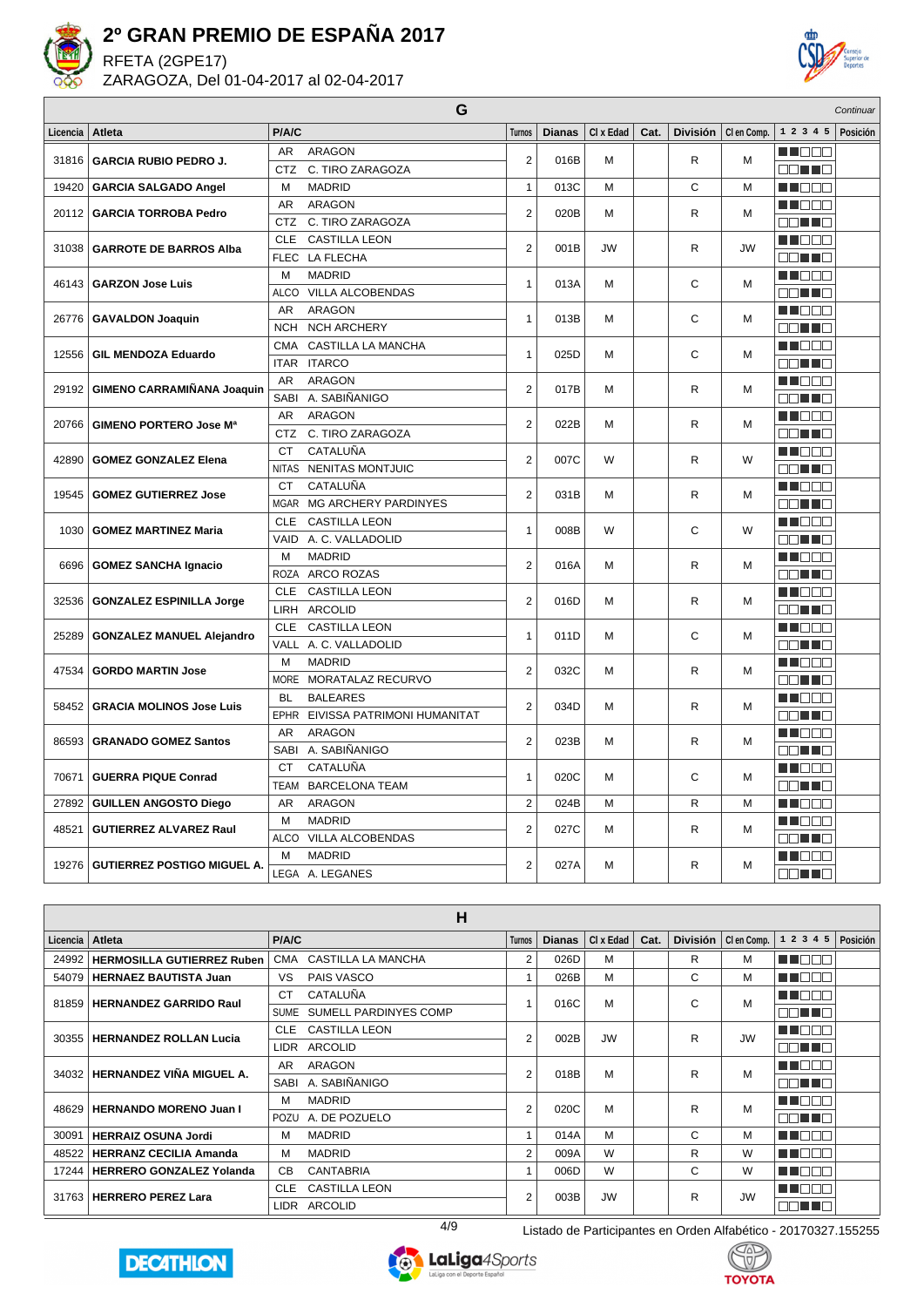# 2º GRAN PREMIO DE ESPAÑA 2017

RFETA (2GPE17)

ZARAGOZA, Del 01-04-2017 al 02-04-2017

## G

*Continuar*

| Licencia | Atleta | P/A/C | Turnos | Dianas | Cl x Edad | Cat. | División | Cl en Comp. | 1 2 3 4 5 | Posición |
|---|---|---|---|---|---|---|---|---|---|---|
| 31816 | GARCIA RUBIO PEDRO J. | AR ARAGON / CTZ C. TIRO ZARAGOZA | 2 | 016B | M | | R | M | | |
| 19420 | GARCIA SALGADO Angel | M MADRID | 1 | 013C | M | | C | M | | |
| 20112 | GARCIA TORROBA Pedro | AR ARAGON / CTZ C. TIRO ZARAGOZA | 2 | 020B | M | | R | M | | |
| 31038 | GARROTE DE BARROS Alba | CLE CASTILLA LEON / FLEC LA FLECHA | 2 | 001B | JW | | R | JW | | |
| 46143 | GARZON Jose Luis | M MADRID / ALCO VILLA ALCOBENDAS | 1 | 013A | M | | C | M | | |
| 26776 | GAVALDON Joaquin | AR ARAGON / NCH NCH ARCHERY | 1 | 013B | M | | C | M | | |
| 12556 | GIL MENDOZA Eduardo | CMA CASTILLA LA MANCHA / ITAR ITARCO | 1 | 025D | M | | C | M | | |
| 29192 | GIMENO CARRAMIÑANA Joaquin | AR ARAGON / SABI A. SABIÑANIGO | 2 | 017B | M | | R | M | | |
| 20766 | GIMENO PORTERO Jose Mª | AR ARAGON / CTZ C. TIRO ZARAGOZA | 2 | 022B | M | | R | M | | |
| 42890 | GOMEZ GONZALEZ Elena | CT CATALUÑA / NITAS NENITAS MONTJUIC | 2 | 007C | W | | R | W | | |
| 19545 | GOMEZ GUTIERREZ Jose | CT CATALUÑA / MGAR MG ARCHERY PARDINYES | 2 | 031B | M | | R | M | | |
| 1030 | GOMEZ MARTINEZ Maria | CLE CASTILLA LEON / VAID A. C. VALLADOLID | 1 | 008B | W | | C | W | | |
| 6696 | GOMEZ SANCHA Ignacio | M MADRID / ROZA ARCO ROZAS | 2 | 016A | M | | R | M | | |
| 32536 | GONZALEZ ESPINILLA Jorge | CLE CASTILLA LEON / LIRH ARCOLID | 2 | 016D | M | | R | M | | |
| 25289 | GONZALEZ MANUEL Alejandro | CLE CASTILLA LEON / VALL A. C. VALLADOLID | 1 | 011D | M | | C | M | | |
| 47534 | GORDO MARTIN Jose | M MADRID / MORE MORATALAZ RECURVO | 2 | 032C | M | | R | M | | |
| 58452 | GRACIA MOLINOS Jose Luis | BL BALEARES / EPHR EIVISSA PATRIMONI HUMANITAT | 2 | 034D | M | | R | M | | |
| 86593 | GRANADO GOMEZ Santos | AR ARAGON / SABI A. SABIÑANIGO | 2 | 023B | M | | R | M | | |
| 70671 | GUERRA PIQUE Conrad | CT CATALUÑA / TEAM BARCELONA TEAM | 1 | 020C | M | | C | M | | |
| 27892 | GUILLEN ANGOSTO Diego | AR ARAGON | 2 | 024B | M | | R | M | | |
| 48521 | GUTIERREZ ALVAREZ Raul | M MADRID / ALCO VILLA ALCOBENDAS | 2 | 027C | M | | R | M | | |
| 19276 | GUTIERREZ POSTIGO MIGUEL A. | M MADRID / LEGA A. LEGANES | 2 | 027A | M | | R | M | | |

## H

| Licencia | Atleta | P/A/C | Turnos | Dianas | Cl x Edad | Cat. | División | Cl en Comp. | 1 2 3 4 5 | Posición |
|---|---|---|---|---|---|---|---|---|---|---|
| 24992 | HERMOSILLA GUTIERREZ Ruben | CMA CASTILLA LA MANCHA | 2 | 026D | M | | R | M | | |
| 54079 | HERNAEZ BAUTISTA Juan | VS PAIS VASCO | 1 | 026B | M | | C | M | | |
| 81859 | HERNANDEZ GARRIDO Raul | CT CATALUÑA / SUME SUMELL PARDINYES COMP | 1 | 016C | M | | C | M | | |
| 30355 | HERNANDEZ ROLLAN Lucia | CLE CASTILLA LEON / LIDR ARCOLID | 2 | 002B | JW | | R | JW | | |
| 34032 | HERNANDEZ VIÑA MIGUEL A. | AR ARAGON / SABI A. SABIÑANIGO | 2 | 018B | M | | R | M | | |
| 48629 | HERNANDO MORENO Juan I | M MADRID / POZU A. DE POZUELO | 2 | 020C | M | | R | M | | |
| 30091 | HERRAIZ OSUNA Jordi | M MADRID | 1 | 014A | M | | C | M | | |
| 48522 | HERRANZ CECILIA Amanda | M MADRID | 2 | 009A | W | | R | W | | |
| 17244 | HERRERO GONZALEZ Yolanda | CB CANTABRIA | 1 | 006D | W | | C | W | | |
| 31763 | HERRERO PEREZ Lara | CLE CASTILLA LEON / LIDR ARCOLID | 2 | 003B | JW | | R | JW | | |

Listado de Participantes en Orden Alfabético - 20170327.155255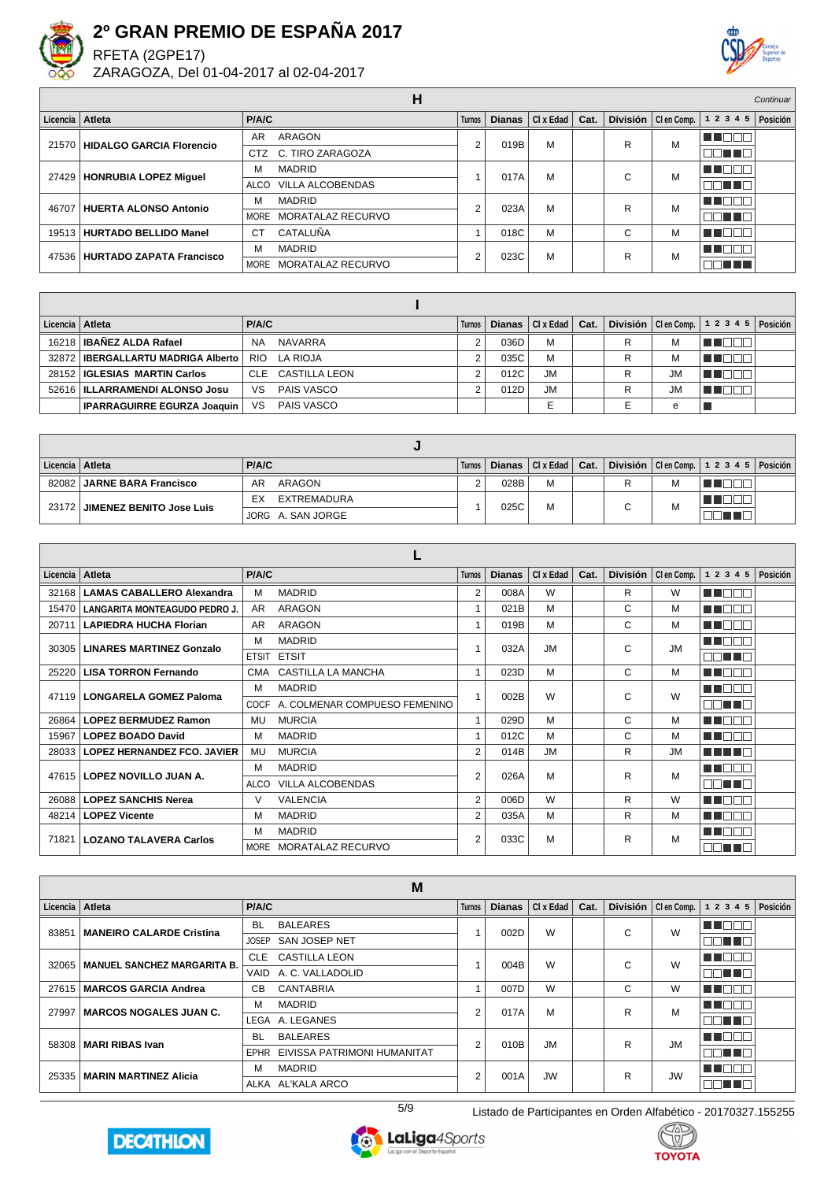# 2º GRAN PREMIO DE ESPAÑA 2017

RFETA (2GPE17)

ZARAGOZA, Del 01-04-2017 al 02-04-2017

## H

*Continuar*

| Licencia | Atleta | P/A/C | | Turnos | Dianas | Cl x Edad | Cat. | División | Cl en Comp. | 1 2 3 4 5 | Posición |
|---|---|---|---|---|---|---|---|---|---|---|---|
| 21570 | HIDALGO GARCIA Florencio | AR | ARAGON | 2 | 019B | M | | R | M | | |
| | | CTZ | C. TIRO ZARAGOZA | | | | | | | | |
| 27429 | HONRUBIA LOPEZ Miguel | M | MADRID | 1 | 017A | M | | C | M | | |
| | | ALCO | VILLA ALCOBENDAS | | | | | | | | |
| 46707 | HUERTA ALONSO Antonio | M | MADRID | 2 | 023A | M | | R | M | | |
| | | MORE | MORATALAZ RECURVO | | | | | | | | |
| 19513 | HURTADO BELLIDO Manel | CT | CATALUÑA | 1 | 018C | M | | C | M | | |
| 47536 | HURTADO ZAPATA Francisco | M | MADRID | 2 | 023C | M | | R | M | | |
| | | MORE | MORATALAZ RECURVO | | | | | | | | |

## I

| Licencia | Atleta | P/A/C | | Turnos | Dianas | Cl x Edad | Cat. | División | Cl en Comp. | 1 2 3 4 5 | Posición |
|---|---|---|---|---|---|---|---|---|---|---|---|
| 16218 | IBAÑEZ ALDA Rafael | NA | NAVARRA | 2 | 036D | M | | R | M | | |
| 32872 | IBERGALLARTU MADRIGA Alberto | RIO | LA RIOJA | 2 | 035C | M | | R | M | | |
| 28152 | IGLESIAS MARTIN Carlos | CLE | CASTILLA LEON | 2 | 012C | JM | | R | JM | | |
| 52616 | ILLARRAMENDI ALONSO Josu | VS | PAIS VASCO | 2 | 012D | JM | | R | JM | | |
| | IPARRAGUIRRE EGURZA Joaquin | VS | PAIS VASCO | | | E | | E | e | | |

## J

| Licencia | Atleta | P/A/C | | Turnos | Dianas | Cl x Edad | Cat. | División | Cl en Comp. | 1 2 3 4 5 | Posición |
|---|---|---|---|---|---|---|---|---|---|---|---|
| 82082 | JARNE BARA Francisco | AR | ARAGON | 2 | 028B | M | | R | M | | |
| 23172 | JIMENEZ BENITO Jose Luis | EX | EXTREMADURA | 1 | 025C | M | | C | M | | |
| | | JORG | A. SAN JORGE | | | | | | | | |

## L

| Licencia | Atleta | P/A/C | | Turnos | Dianas | Cl x Edad | Cat. | División | Cl en Comp. | 1 2 3 4 5 | Posición |
|---|---|---|---|---|---|---|---|---|---|---|---|
| 32168 | LAMAS CABALLERO Alexandra | M | MADRID | 2 | 008A | W | | R | W | | |
| 15470 | LANGARITA MONTEAGUDO PEDRO J. | AR | ARAGON | 1 | 021B | M | | C | M | | |
| 20711 | LAPIEDRA HUCHA Florian | AR | ARAGON | 1 | 019B | M | | C | M | | |
| 30305 | LINARES MARTINEZ Gonzalo | M | MADRID | 1 | 032A | JM | | C | JM | | |
| | | ETSIT | ETSIT | | | | | | | | |
| 25220 | LISA TORRON Fernando | CMA | CASTILLA LA MANCHA | 1 | 023D | M | | C | M | | |
| 47119 | LONGARELA GOMEZ Paloma | M | MADRID | 1 | 002B | W | | C | W | | |
| | | COCF | A. COLMENAR COMPUESO FEMENINO | | | | | | | | |
| 26864 | LOPEZ BERMUDEZ Ramon | MU | MURCIA | 1 | 029D | M | | C | M | | |
| 15967 | LOPEZ BOADO David | M | MADRID | 1 | 012C | M | | C | M | | |
| 28033 | LOPEZ HERNANDEZ FCO. JAVIER | MU | MURCIA | 2 | 014B | JM | | R | JM | | |
| 47615 | LOPEZ NOVILLO JUAN A. | M | MADRID | 2 | 026A | M | | R | M | | |
| | | ALCO | VILLA ALCOBENDAS | | | | | | | | |
| 26088 | LOPEZ SANCHIS Nerea | V | VALENCIA | 2 | 006D | W | | R | W | | |
| 48214 | LOPEZ Vicente | M | MADRID | 2 | 035A | M | | R | M | | |
| 71821 | LOZANO TALAVERA Carlos | M | MADRID | 2 | 033C | M | | R | M | | |
| | | MORE | MORATALAZ RECURVO | | | | | | | | |

## M

| Licencia | Atleta | P/A/C | | Turnos | Dianas | Cl x Edad | Cat. | División | Cl en Comp. | 1 2 3 4 5 | Posición |
|---|---|---|---|---|---|---|---|---|---|---|---|
| 83851 | MANEIRO CALARDE Cristina | BL | BALEARES | 1 | 002D | W | | C | W | | |
| | | JOSEP | SAN JOSEP NET | | | | | | | | |
| 32065 | MANUEL SANCHEZ MARGARITA B. | CLE | CASTILLA LEON | 1 | 004B | W | | C | W | | |
| | | VAID | A. C. VALLADOLID | | | | | | | | |
| 27615 | MARCOS GARCIA Andrea | CB | CANTABRIA | 1 | 007D | W | | C | W | | |
| 27997 | MARCOS NOGALES JUAN C. | M | MADRID | 2 | 017A | M | | R | M | | |
| | | LEGA | A. LEGANES | | | | | | | | |
| 58308 | MARI RIBAS Ivan | BL | BALEARES | 2 | 010B | JM | | R | JM | | |
| | | EPHR | EIVISSA PATRIMONI HUMANITAT | | | | | | | | |
| 25335 | MARIN MARTINEZ Alicia | M | MADRID | 2 | 001A | JW | | R | JW | | |
| | | ALKA | AL'KALA ARCO | | | | | | | | |

Listado de Participantes en Orden Alfabético - 20170327.155255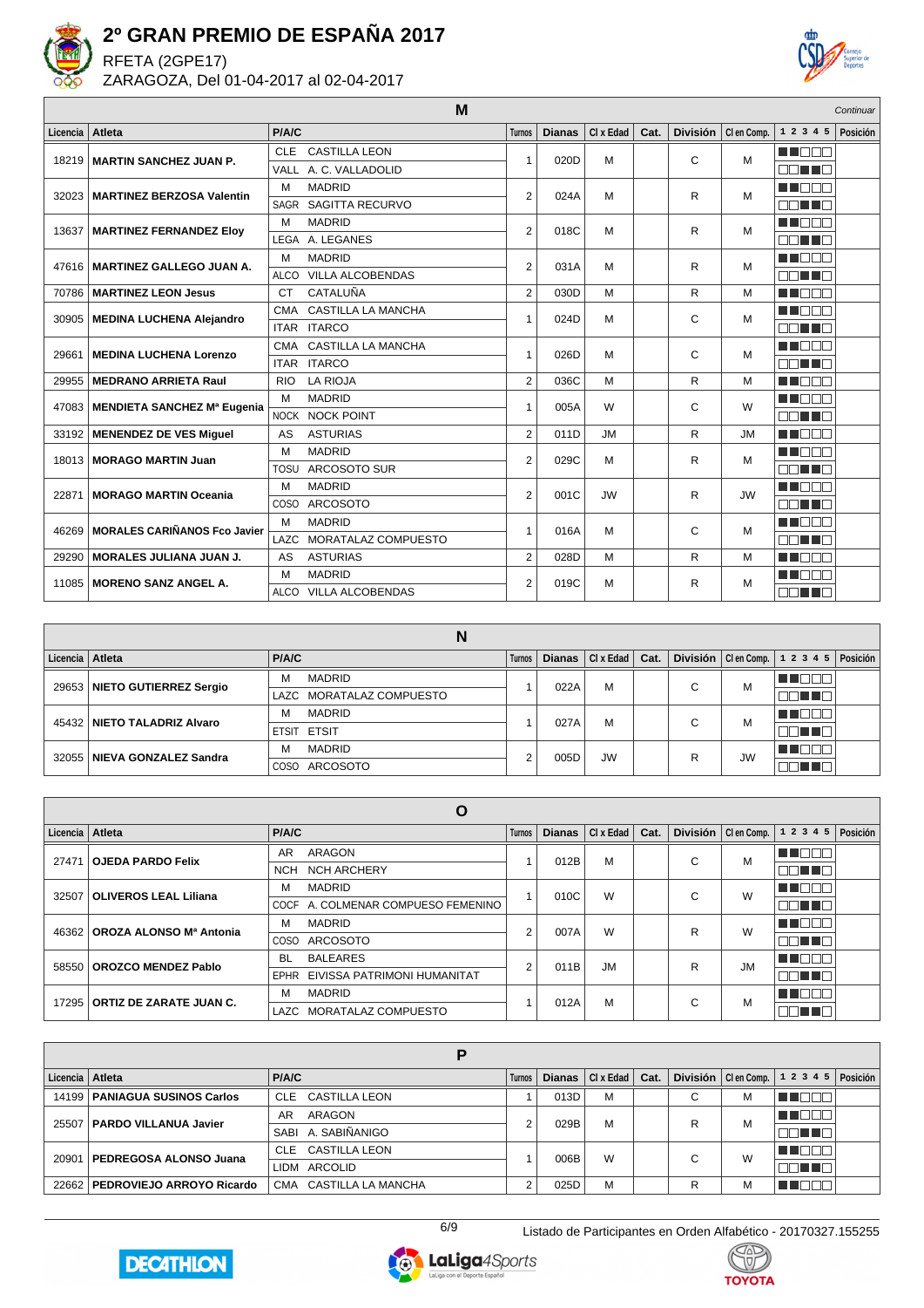# 2º GRAN PREMIO DE ESPAÑA 2017

RFETA (2GPE17)

ZARAGOZA, Del 01-04-2017 al 02-04-2017

## M

*Continuar*

| Licencia | Atleta | P/A/C | Turnos | Dianas | Cl x Edad | Cat. | División | Cl en Comp. | 1 2 3 4 5 | Posición |
|---|---|---|---|---|---|---|---|---|---|---|
| 18219 | **MARTIN SANCHEZ JUAN P.** | CLE CASTILLA LEON / VALL A. C. VALLADOLID | 1 | 020D | M | | C | M | | |
| 32023 | **MARTINEZ BERZOSA Valentin** | M MADRID / SAGR SAGITTA RECURVO | 2 | 024A | M | | R | M | | |
| 13637 | **MARTINEZ FERNANDEZ Eloy** | M MADRID / LEGA A. LEGANES | 2 | 018C | M | | R | M | | |
| 47616 | **MARTINEZ GALLEGO JUAN A.** | M MADRID / ALCO VILLA ALCOBENDAS | 2 | 031A | M | | R | M | | |
| 70786 | **MARTINEZ LEON Jesus** | CT CATALUÑA | 2 | 030D | M | | R | M | | |
| 30905 | **MEDINA LUCHENA Alejandro** | CMA CASTILLA LA MANCHA / ITAR ITARCO | 1 | 024D | M | | C | M | | |
| 29661 | **MEDINA LUCHENA Lorenzo** | CMA CASTILLA LA MANCHA / ITAR ITARCO | 1 | 026D | M | | C | M | | |
| 29955 | **MEDRANO ARRIETA Raul** | RIO LA RIOJA | 2 | 036C | M | | R | M | | |
| 47083 | **MENDIETA SANCHEZ Mª Eugenia** | M MADRID / NOCK NOCK POINT | 1 | 005A | W | | C | W | | |
| 33192 | **MENENDEZ DE VES Miguel** | AS ASTURIAS | 2 | 011D | JM | | R | JM | | |
| 18013 | **MORAGO MARTIN Juan** | M MADRID / TOSU ARCOSOTO SUR | 2 | 029C | M | | R | M | | |
| 22871 | **MORAGO MARTIN Oceania** | M MADRID / COSO ARCOSOTO | 2 | 001C | JW | | R | JW | | |
| 46269 | **MORALES CARIÑANOS Fco Javier** | M MADRID / LAZC MORATALAZ COMPUESTO | 1 | 016A | M | | C | M | | |
| 29290 | **MORALES JULIANA JUAN J.** | AS ASTURIAS | 2 | 028D | M | | R | M | | |
| 11085 | **MORENO SANZ ANGEL A.** | M MADRID / ALCO VILLA ALCOBENDAS | 2 | 019C | M | | R | M | | |

## N

| Licencia | Atleta | P/A/C | Turnos | Dianas | Cl x Edad | Cat. | División | Cl en Comp. | 1 2 3 4 5 | Posición |
|---|---|---|---|---|---|---|---|---|---|---|
| 29653 | **NIETO GUTIERREZ Sergio** | M MADRID / LAZC MORATALAZ COMPUESTO | 1 | 022A | M | | C | M | | |
| 45432 | **NIETO TALADRIZ Alvaro** | M MADRID / ETSIT ETSIT | 1 | 027A | M | | C | M | | |
| 32055 | **NIEVA GONZALEZ Sandra** | M MADRID / COSO ARCOSOTO | 2 | 005D | JW | | R | JW | | |

## O

| Licencia | Atleta | P/A/C | Turnos | Dianas | Cl x Edad | Cat. | División | Cl en Comp. | 1 2 3 4 5 | Posición |
|---|---|---|---|---|---|---|---|---|---|---|
| 27471 | **OJEDA PARDO Felix** | AR ARAGON / NCH NCH ARCHERY | 1 | 012B | M | | C | M | | |
| 32507 | **OLIVEROS LEAL Liliana** | M MADRID / COCF A. COLMENAR COMPUESO FEMENINO | 1 | 010C | W | | C | W | | |
| 46362 | **OROZA ALONSO Mª Antonia** | M MADRID / COSO ARCOSOTO | 2 | 007A | W | | R | W | | |
| 58550 | **OROZCO MENDEZ Pablo** | BL BALEARES / EPHR EIVISSA PATRIMONI HUMANITAT | 2 | 011B | JM | | R | JM | | |
| 17295 | **ORTIZ DE ZARATE JUAN C.** | M MADRID / LAZC MORATALAZ COMPUESTO | 1 | 012A | M | | C | M | | |

## P

| Licencia | Atleta | P/A/C | Turnos | Dianas | Cl x Edad | Cat. | División | Cl en Comp. | 1 2 3 4 5 | Posición |
|---|---|---|---|---|---|---|---|---|---|---|
| 14199 | **PANIAGUA SUSINOS Carlos** | CLE CASTILLA LEON | 1 | 013D | M | | C | M | | |
| 25507 | **PARDO VILLANUA Javier** | AR ARAGON / SABI A. SABIÑANIGO | 2 | 029B | M | | R | M | | |
| 20901 | **PEDREGOSA ALONSO Juana** | CLE CASTILLA LEON / LIDM ARCOLID | 1 | 006B | W | | C | W | | |
| 22662 | **PEDROVIEJO ARROYO Ricardo** | CMA CASTILLA LA MANCHA | 2 | 025D | M | | R | M | | |

Listado de Participantes en Orden Alfabético - 20170327.155255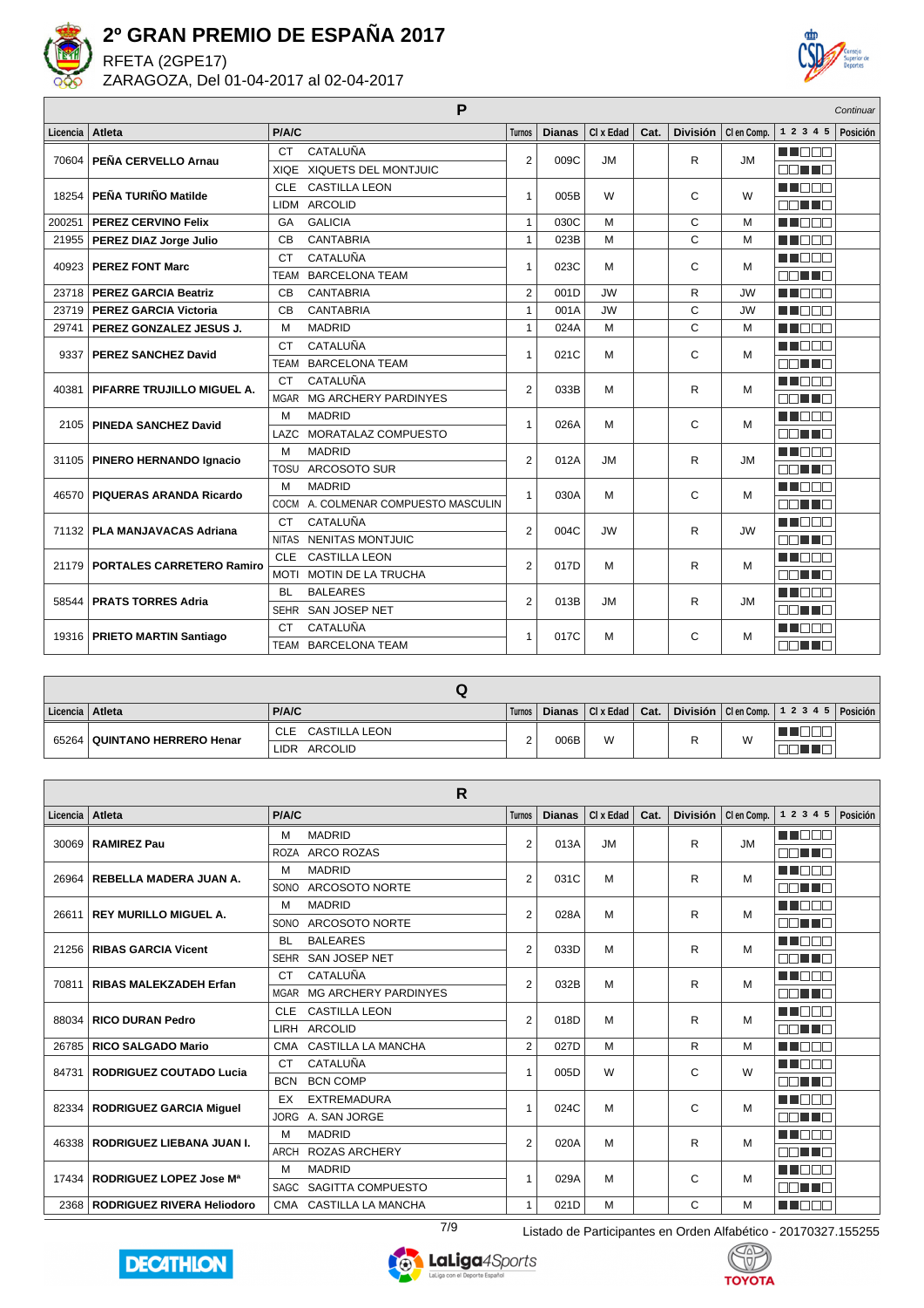# 2º GRAN PREMIO DE ESPAÑA 2017

RFETA (2GPE17)

ZARAGOZA, Del 01-04-2017 al 02-04-2017

## P

*Continuar*

| Licencia | Atleta | P/A/C | | Turnos | Dianas | Cl x Edad | Cat. | División | Cl en Comp. | 1 2 3 4 5 | Posición |
|---|---|---|---|---|---|---|---|---|---|---|---|
| 70604 | PEÑA CERVELLO Arnau | CT | CATALUÑA | 2 | 009C | JM | | R | JM | | |
| | | XIQE | XIQUETS DEL MONTJUIC | | | | | | | | |
| 18254 | PEÑA TURIÑO Matilde | CLE | CASTILLA LEON | 1 | 005B | W | | C | W | | |
| | | LIDM | ARCOLID | | | | | | | | |
| 200251 | PEREZ CERVINO Felix | GA | GALICIA | 1 | 030C | M | | C | M | | |
| 21955 | PEREZ DIAZ Jorge Julio | CB | CANTABRIA | 1 | 023B | M | | C | M | | |
| 40923 | PEREZ FONT Marc | CT | CATALUÑA | 1 | 023C | M | | C | M | | |
| | | TEAM | BARCELONA TEAM | | | | | | | | |
| 23718 | PEREZ GARCIA Beatriz | CB | CANTABRIA | 2 | 001D | JW | | R | JW | | |
| 23719 | PEREZ GARCIA Victoria | CB | CANTABRIA | 1 | 001A | JW | | C | JW | | |
| 29741 | PEREZ GONZALEZ JESUS J. | M | MADRID | 1 | 024A | M | | C | M | | |
| 9337 | PEREZ SANCHEZ David | CT | CATALUÑA | 1 | 021C | M | | C | M | | |
| | | TEAM | BARCELONA TEAM | | | | | | | | |
| 40381 | PIFARRE TRUJILLO MIGUEL A. | CT | CATALUÑA | 2 | 033B | M | | R | M | | |
| | | MGAR | MG ARCHERY PARDINYES | | | | | | | | |
| 2105 | PINEDA SANCHEZ David | M | MADRID | 1 | 026A | M | | C | M | | |
| | | LAZC | MORATALAZ COMPUESTO | | | | | | | | |
| 31105 | PINERO HERNANDO Ignacio | M | MADRID | 2 | 012A | JM | | R | JM | | |
| | | TOSU | ARCOSOTO SUR | | | | | | | | |
| 46570 | PIQUERAS ARANDA Ricardo | M | MADRID | 1 | 030A | M | | C | M | | |
| | | COCM | A. COLMENAR COMPUESTO MASCULIN | | | | | | | | |
| 71132 | PLA MANJAVACAS Adriana | CT | CATALUÑA | 2 | 004C | JW | | R | JW | | |
| | | NITAS | NENITAS MONTJUIC | | | | | | | | |
| 21179 | PORTALES CARRETERO Ramiro | CLE | CASTILLA LEON | 2 | 017D | M | | R | M | | |
| | | MOTI | MOTIN DE LA TRUCHA | | | | | | | | |
| 58544 | PRATS TORRES Adria | BL | BALEARES | 2 | 013B | JM | | R | JM | | |
| | | SEHR | SAN JOSEP NET | | | | | | | | |
| 19316 | PRIETO MARTIN Santiago | CT | CATALUÑA | 1 | 017C | M | | C | M | | |
| | | TEAM | BARCELONA TEAM | | | | | | | | |

## Q

| Licencia | Atleta | P/A/C | | Turnos | Dianas | Cl x Edad | Cat. | División | Cl en Comp. | 1 2 3 4 5 | Posición |
|---|---|---|---|---|---|---|---|---|---|---|---|
| 65264 | QUINTANO HERRERO Henar | CLE | CASTILLA LEON | 2 | 006B | W | | R | W | | |
| | | LIDR | ARCOLID | | | | | | | | |

## R

| Licencia | Atleta | P/A/C | | Turnos | Dianas | Cl x Edad | Cat. | División | Cl en Comp. | 1 2 3 4 5 | Posición |
|---|---|---|---|---|---|---|---|---|---|---|---|
| 30069 | RAMIREZ Pau | M | MADRID | 2 | 013A | JM | | R | JM | | |
| | | ROZA | ARCO ROZAS | | | | | | | | |
| 26964 | REBELLA MADERA JUAN A. | M | MADRID | 2 | 031C | M | | R | M | | |
| | | SONO | ARCOSOTO NORTE | | | | | | | | |
| 26611 | REY MURILLO MIGUEL A. | M | MADRID | 2 | 028A | M | | R | M | | |
| | | SONO | ARCOSOTO NORTE | | | | | | | | |
| 21256 | RIBAS GARCIA Vicent | BL | BALEARES | 2 | 033D | M | | R | M | | |
| | | SEHR | SAN JOSEP NET | | | | | | | | |
| 70811 | RIBAS MALEKZADEH Erfan | CT | CATALUÑA | 2 | 032B | M | | R | M | | |
| | | MGAR | MG ARCHERY PARDINYES | | | | | | | | |
| 88034 | RICO DURAN Pedro | CLE | CASTILLA LEON | 2 | 018D | M | | R | M | | |
| | | LIRH | ARCOLID | | | | | | | | |
| 26785 | RICO SALGADO Mario | CMA | CASTILLA LA MANCHA | 2 | 027D | M | | R | M | | |
| 84731 | RODRIGUEZ COUTADO Lucia | CT | CATALUÑA | 1 | 005D | W | | C | W | | |
| | | BCN | BCN COMP | | | | | | | | |
| 82334 | RODRIGUEZ GARCIA Miguel | EX | EXTREMADURA | 1 | 024C | M | | C | M | | |
| | | JORG | A. SAN JORGE | | | | | | | | |
| 46338 | RODRIGUEZ LIEBANA JUAN I. | M | MADRID | 2 | 020A | M | | R | M | | |
| | | ARCH | ROZAS ARCHERY | | | | | | | | |
| 17434 | RODRIGUEZ LOPEZ Jose Mª | M | MADRID | 1 | 029A | M | | C | M | | |
| | | SAGC | SAGITTA COMPUESTO | | | | | | | | |
| 2368 | RODRIGUEZ RIVERA Heliodoro | CMA | CASTILLA LA MANCHA | 1 | 021D | M | | C | M | | |

Listado de Participantes en Orden Alfabético - 20170327.155255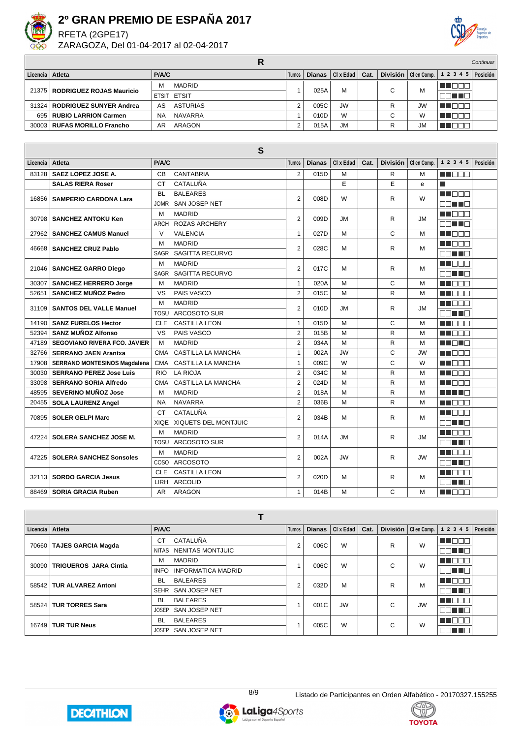# 2º GRAN PREMIO DE ESPAÑA 2017

RFETA (2GPE17)

ZARAGOZA, Del 01-04-2017 al 02-04-2017

## R

*Continuar*

| Licencia | Atleta | P/A/C | | Turnos | Dianas | Cl x Edad | Cat. | División | Cl en Comp. | 1 2 3 4 5 | Posición |
|---|---|---|---|---|---|---|---|---|---|---|---|
| 21375 | RODRIGUEZ ROJAS Mauricio | M | MADRID | 1 | 025A | M | | C | M | | |
| | | ETSIT | ETSIT | | | | | | | | |
| 31324 | RODRIGUEZ SUNYER Andrea | AS | ASTURIAS | 2 | 005C | JW | | R | JW | | |
| 695 | RUBIO LARRION Carmen | NA | NAVARRA | 1 | 010D | W | | C | W | | |
| 30003 | RUFAS MORILLO Francho | AR | ARAGON | 2 | 015A | JM | | R | JM | | |

## S

| Licencia | Atleta | P/A/C | | Turnos | Dianas | Cl x Edad | Cat. | División | Cl en Comp. | 1 2 3 4 5 | Posición |
|---|---|---|---|---|---|---|---|---|---|---|---|
| 83128 | SAEZ LOPEZ JOSE A. | CB | CANTABRIA | 2 | 015D | M | | R | M | | |
| | SALAS RIERA Roser | CT | CATALUÑA | | | E | | E | e | | |
| 16856 | SAMPERIO CARDONA Lara | BL | BALEARES | 2 | 008D | W | | R | W | | |
| | | JOMR | SAN JOSEP NET | | | | | | | | |
| 30798 | SANCHEZ ANTOKU Ken | M | MADRID | 2 | 009D | JM | | R | JM | | |
| | | ARCH | ROZAS ARCHERY | | | | | | | | |
| 27962 | SANCHEZ CAMUS Manuel | V | VALENCIA | 1 | 027D | M | | C | M | | |
| 46668 | SANCHEZ CRUZ Pablo | M | MADRID | 2 | 028C | M | | R | M | | |
| | | SAGR | SAGITTA RECURVO | | | | | | | | |
| 21046 | SANCHEZ GARRO Diego | M | MADRID | 2 | 017C | M | | R | M | | |
| | | SAGR | SAGITTA RECURVO | | | | | | | | |
| 30307 | SANCHEZ HERRERO Jorge | M | MADRID | 1 | 020A | M | | C | M | | |
| 52651 | SANCHEZ MUÑOZ Pedro | VS | PAIS VASCO | 2 | 015C | M | | R | M | | |
| 31109 | SANTOS DEL VALLE Manuel | M | MADRID | 2 | 010D | JM | | R | JM | | |
| | | TOSU | ARCOSOTO SUR | | | | | | | | |
| 14190 | SANZ FURELOS Hector | CLE | CASTILLA LEON | 1 | 015D | M | | C | M | | |
| 52394 | SANZ MUÑOZ Alfonso | VS | PAIS VASCO | 2 | 015B | M | | R | M | | |
| 47189 | SEGOVIANO RIVERA FCO. JAVIER | M | MADRID | 2 | 034A | M | | R | M | | |
| 32766 | SERRANO JAEN Arantxa | CMA | CASTILLA LA MANCHA | 1 | 002A | JW | | C | JW | | |
| 17908 | SERRANO MONTESINOS Magdalena | CMA | CASTILLA LA MANCHA | 1 | 009C | W | | C | W | | |
| 30030 | SERRANO PEREZ Jose Luis | RIO | LA RIOJA | 2 | 034C | M | | R | M | | |
| 33098 | SERRANO SORIA Alfredo | CMA | CASTILLA LA MANCHA | 2 | 024D | M | | R | M | | |
| 48595 | SEVERINO MUÑOZ Jose | M | MADRID | 2 | 018A | M | | R | M | | |
| 20455 | SOLA LAURENZ Angel | NA | NAVARRA | 2 | 036B | M | | R | M | | |
| 70895 | SOLER GELPI Marc | CT | CATALUÑA | 2 | 034B | M | | R | M | | |
| | | XIQE | XIQUETS DEL MONTJUIC | | | | | | | | |
| 47224 | SOLERA SANCHEZ JOSE M. | M | MADRID | 2 | 014A | JM | | R | JM | | |
| | | TOSU | ARCOSOTO SUR | | | | | | | | |
| 47225 | SOLERA SANCHEZ Sonsoles | M | MADRID | 2 | 002A | JW | | R | JW | | |
| | | COSO | ARCOSOTO | | | | | | | | |
| 32113 | SORDO GARCIA Jesus | CLE | CASTILLA LEON | 2 | 020D | M | | R | M | | |
| | | LIRH | ARCOLID | | | | | | | | |
| 88469 | SORIA GRACIA Ruben | AR | ARAGON | 1 | 014B | M | | C | M | | |

## T

| Licencia | Atleta | P/A/C | | Turnos | Dianas | Cl x Edad | Cat. | División | Cl en Comp. | 1 2 3 4 5 | Posición |
|---|---|---|---|---|---|---|---|---|---|---|---|
| 70660 | TAJES GARCIA Magda | CT | CATALUÑA | 2 | 006C | W | | R | W | | |
| | | NITAS | NENITAS MONTJUIC | | | | | | | | |
| 30090 | TRIGUEROS JARA Cintia | M | MADRID | 1 | 006C | W | | C | W | | |
| | | INFO | INFORMATICA MADRID | | | | | | | | |
| 58542 | TUR ALVAREZ Antoni | BL | BALEARES | 2 | 032D | M | | R | M | | |
| | | SEHR | SAN JOSEP NET | | | | | | | | |
| 58524 | TUR TORRES Sara | BL | BALEARES | 1 | 001C | JW | | C | JW | | |
| | | JOSEP | SAN JOSEP NET | | | | | | | | |
| 16749 | TUR TUR Neus | BL | BALEARES | 1 | 005C | W | | C | W | | |
| | | JOSEP | SAN JOSEP NET | | | | | | | | |

Listado de Participantes en Orden Alfabético - 20170327.155255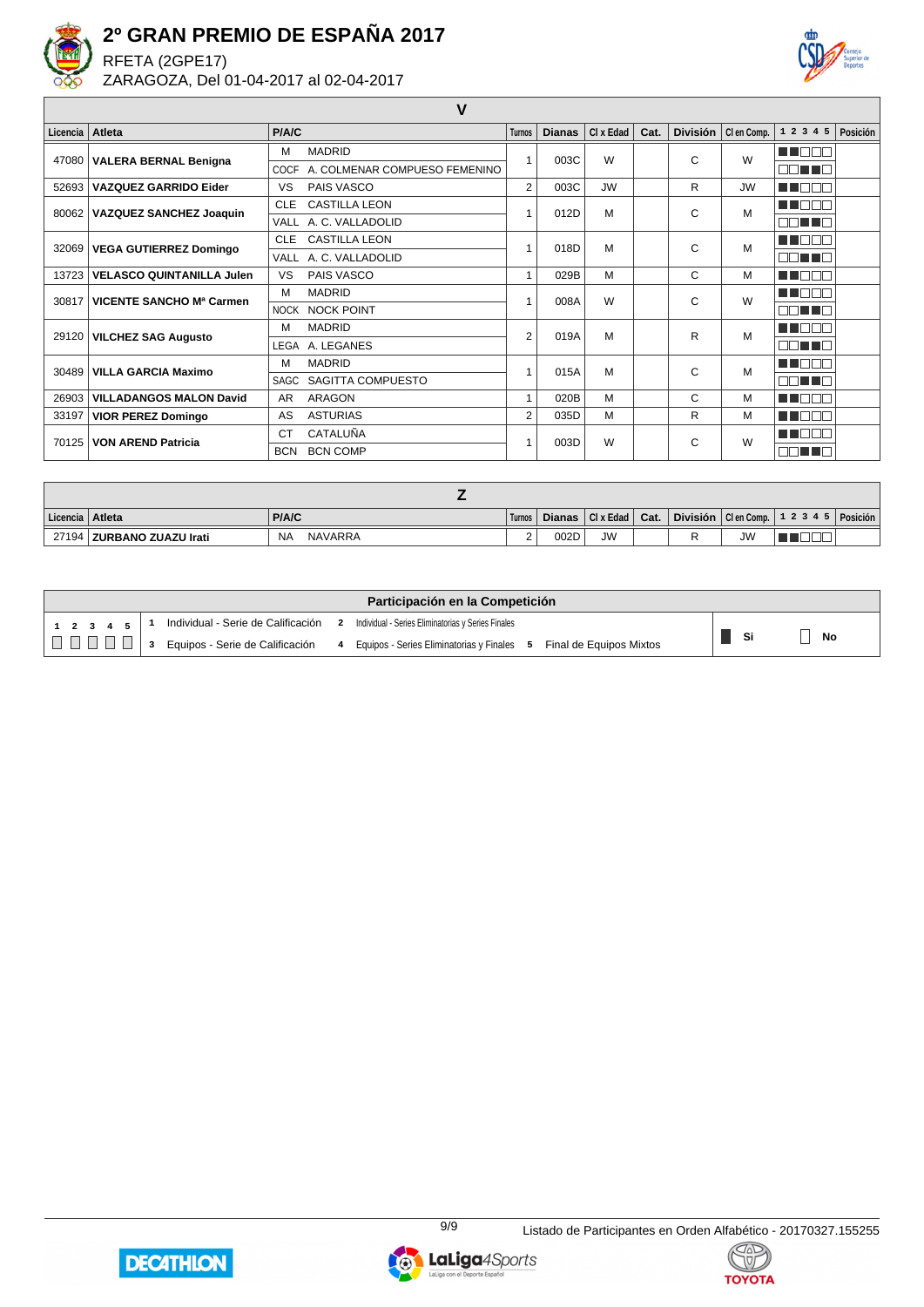# 2º GRAN PREMIO DE ESPAÑA 2017

RFETA (2GPE17)

ZARAGOZA, Del 01-04-2017 al 02-04-2017

## V

| Licencia | Atleta | P/A/C | | Turnos | Dianas | Cl x Edad | Cat. | División | Cl en Comp. | 1 2 3 4 5 | Posición |
|---|---|---|---|---|---|---|---|---|---|---|---|
| 47080 | VALERA BERNAL Benigna | M | MADRID | 1 | 003C | W | | C | W | ■■□□□ | |
| | | COCF | A. COLMENAR COMPUESO FEMENINO | | | | | | | □□■■□ | |
| 52693 | VAZQUEZ GARRIDO Eider | VS | PAIS VASCO | 2 | 003C | JW | | R | JW | ■■□□□ | |
| 80062 | VAZQUEZ SANCHEZ Joaquin | CLE | CASTILLA LEON | 1 | 012D | M | | C | M | ■■□□□ | |
| | | VALL | A. C. VALLADOLID | | | | | | | □□■■□ | |
| 32069 | VEGA GUTIERREZ Domingo | CLE | CASTILLA LEON | 1 | 018D | M | | C | M | ■■□□□ | |
| | | VALL | A. C. VALLADOLID | | | | | | | □□■■□ | |
| 13723 | VELASCO QUINTANILLA Julen | VS | PAIS VASCO | 1 | 029B | M | | C | M | ■■□□□ | |
| 30817 | VICENTE SANCHO Mª Carmen | M | MADRID | 1 | 008A | W | | C | W | ■■□□□ | |
| | | NOCK | NOCK POINT | | | | | | | □□■■□ | |
| 29120 | VILCHEZ SAG Augusto | M | MADRID | 2 | 019A | M | | R | M | ■■□□□ | |
| | | LEGA | A. LEGANES | | | | | | | □□■■□ | |
| 30489 | VILLA GARCIA Maximo | M | MADRID | 1 | 015A | M | | C | M | ■■□□□ | |
| | | SAGC | SAGITTA COMPUESTO | | | | | | | □□■■□ | |
| 26903 | VILLADANGOS MALON David | AR | ARAGON | 1 | 020B | M | | C | M | ■■□□□ | |
| 33197 | VIOR PEREZ Domingo | AS | ASTURIAS | 2 | 035D | M | | R | M | ■■□□□ | |
| 70125 | VON AREND Patricia | CT | CATALUÑA | 1 | 003D | W | | C | W | ■■□□□ | |
| | | BCN | BCN COMP | | | | | | | □□■■□ | |

## Z

| Licencia | Atleta | P/A/C | | Turnos | Dianas | Cl x Edad | Cat. | División | Cl en Comp. | 1 2 3 4 5 | Posición |
|---|---|---|---|---|---|---|---|---|---|---|---|
| 27194 | ZURBANO ZUAZU Irati | NA | NAVARRA | 2 | 002D | JW | | R | JW | ■■□□□ | |

## Participación en la Competición

| 1 2 3 4 5 | | |
|---|---|---|
| □ □ □ □ □ | 1 Individual - Serie de Calificación · 2 Individual - Series Eliminatorias y Series Finales · 3 Equipos - Serie de Calificación · 4 Equipos - Series Eliminatorias y Finales · 5 Final de Equipos Mixtos | ■ Si · □ No |

Listado de Participantes en Orden Alfabético - 20170327.155255